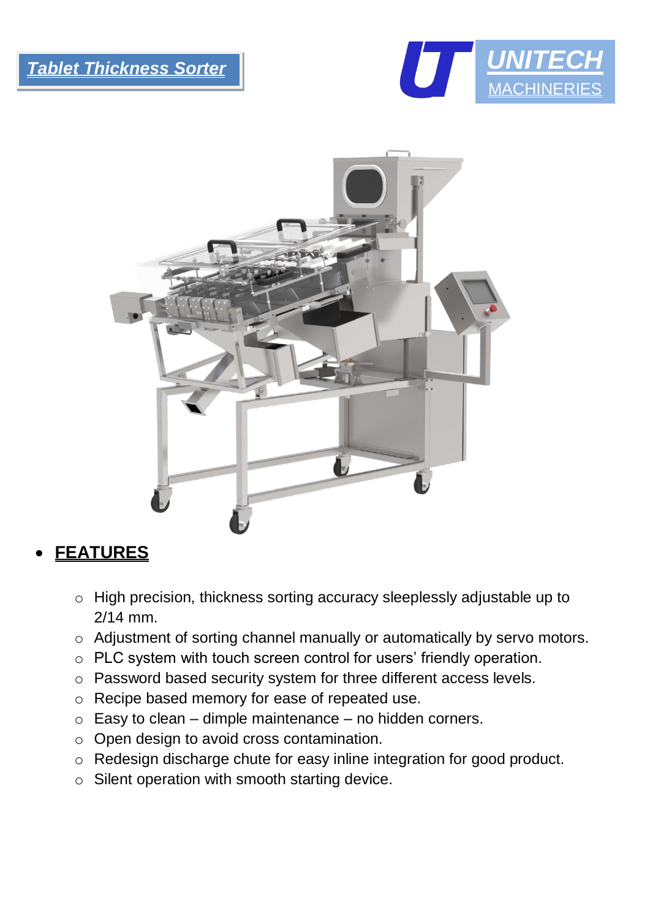# *Tablet Thickness Sorter*

UNITECH MACHINERIES

- **FEATURES**
  - High precision, thickness sorting accuracy sleeplessly adjustable up to 2/14 mm.
  - Adjustment of sorting channel manually or automatically by servo motors.
  - PLC system with touch screen control for users' friendly operation.
  - Password based security system for three different access levels.
  - Recipe based memory for ease of repeated use.
  - Easy to clean – dimple maintenance – no hidden corners.
  - Open design to avoid cross contamination.
  - Redesign discharge chute for easy inline integration for good product.
  - Silent operation with smooth starting device.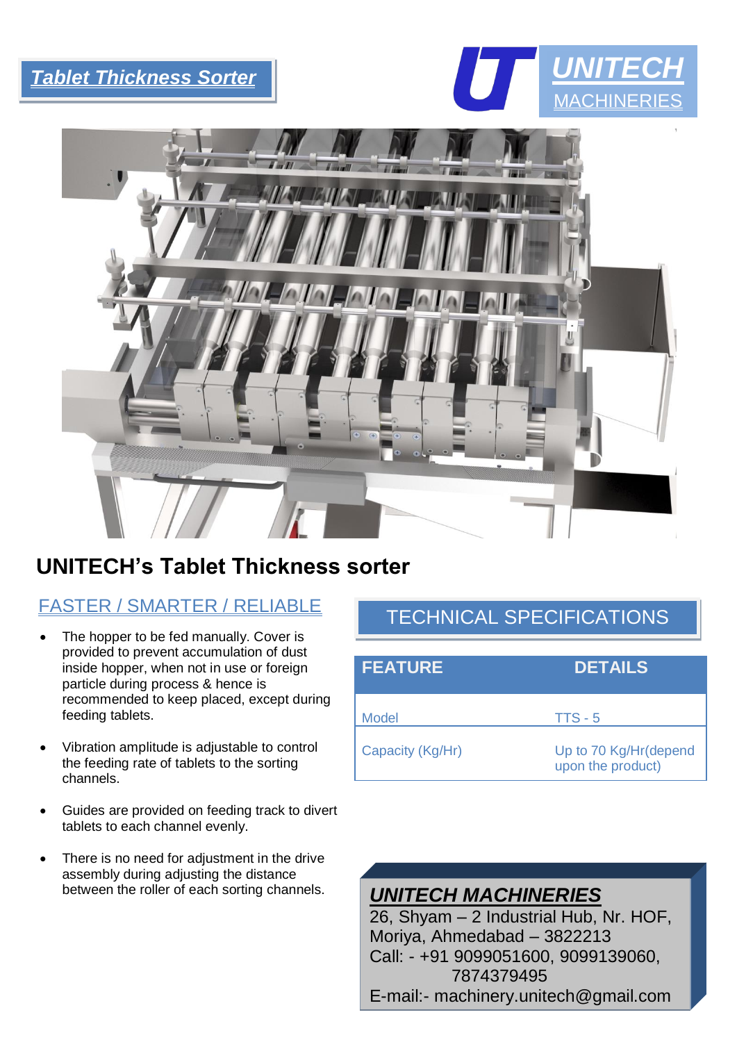**_Tablet Thickness Sorter_**

**_UNITECH_** MACHINERIES

## UNITECH's Tablet Thickness sorter

### FASTER / SMARTER / RELIABLE

- The hopper to be fed manually. Cover is provided to prevent accumulation of dust inside hopper, when not in use or foreign particle during process & hence is recommended to keep placed, except during feeding tablets.
- Vibration amplitude is adjustable to control the feeding rate of tablets to the sorting channels.
- Guides are provided on feeding track to divert tablets to each channel evenly.
- There is no need for adjustment in the drive assembly during adjusting the distance between the roller of each sorting channels.

### TECHNICAL SPECIFICATIONS

| FEATURE | DETAILS |
|---|---|
| Model | TTS - 5 |
| Capacity (Kg/Hr) | Up to 70 Kg/Hr(depend upon the product) |

**_UNITECH MACHINERIES_**
26, Shyam – 2 Industrial Hub, Nr. HOF, Moriya, Ahmedabad – 3822213
Call: - +91 9099051600, 9099139060, 7874379495
E-mail:- machinery.unitech@gmail.com